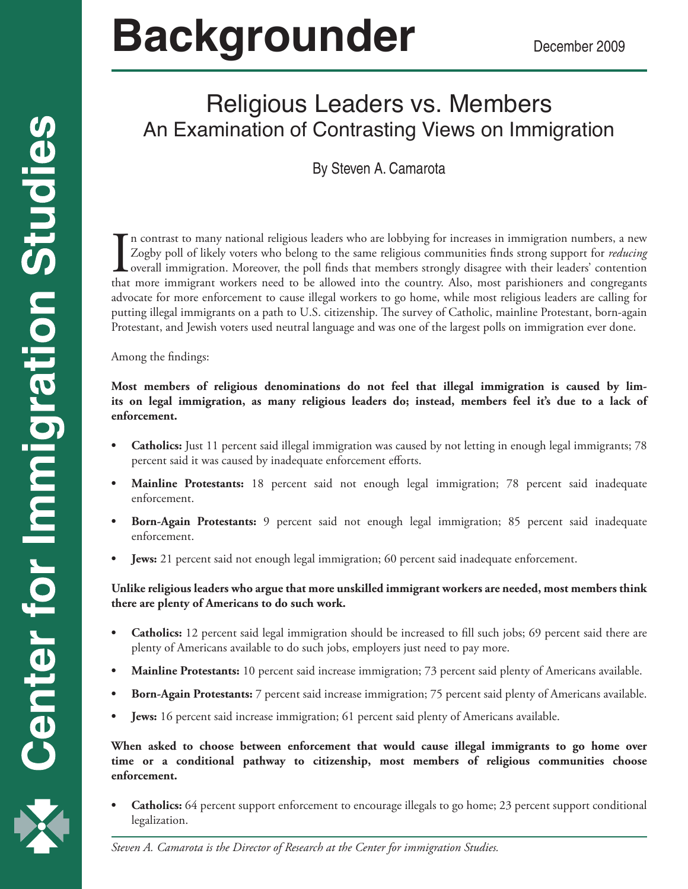# Backgrounder

December 2009

## Religious Leaders vs. Members
### An Examination of Contrasting Views on Immigration

By Steven A. Camarota

In contrast to many national religious leaders who are lobbying for increases in immigration numbers, a new Zogby poll of likely voters who belong to the same religious communities finds strong support for *reducing* overall immigration. Moreover, the poll finds that members strongly disagree with their leaders' contention that more immigrant workers need to be allowed into the country. Also, most parishioners and congregants advocate for more enforcement to cause illegal workers to go home, while most religious leaders are calling for putting illegal immigrants on a path to U.S. citizenship. The survey of Catholic, mainline Protestant, born-again Protestant, and Jewish voters used neutral language and was one of the largest polls on immigration ever done.

Among the findings:

**Most members of religious denominations do not feel that illegal immigration is caused by limits on legal immigration, as many religious leaders do; instead, members feel it's due to a lack of enforcement.**

- **Catholics:** Just 11 percent said illegal immigration was caused by not letting in enough legal immigrants; 78 percent said it was caused by inadequate enforcement efforts.
- **Mainline Protestants:** 18 percent said not enough legal immigration; 78 percent said inadequate enforcement.
- **Born-Again Protestants:** 9 percent said not enough legal immigration; 85 percent said inadequate enforcement.
- **Jews:** 21 percent said not enough legal immigration; 60 percent said inadequate enforcement.

**Unlike religious leaders who argue that more unskilled immigrant workers are needed, most members think there are plenty of Americans to do such work.**

- **Catholics:** 12 percent said legal immigration should be increased to fill such jobs; 69 percent said there are plenty of Americans available to do such jobs, employers just need to pay more.
- **Mainline Protestants:** 10 percent said increase immigration; 73 percent said plenty of Americans available.
- **Born-Again Protestants:** 7 percent said increase immigration; 75 percent said plenty of Americans available.
- **Jews:** 16 percent said increase immigration; 61 percent said plenty of Americans available.

**When asked to choose between enforcement that would cause illegal immigrants to go home over time or a conditional pathway to citizenship, most members of religious communities choose enforcement.**

- **Catholics:** 64 percent support enforcement to encourage illegals to go home; 23 percent support conditional legalization.

*Steven A. Camarota is the Director of Research at the Center for immigration Studies.*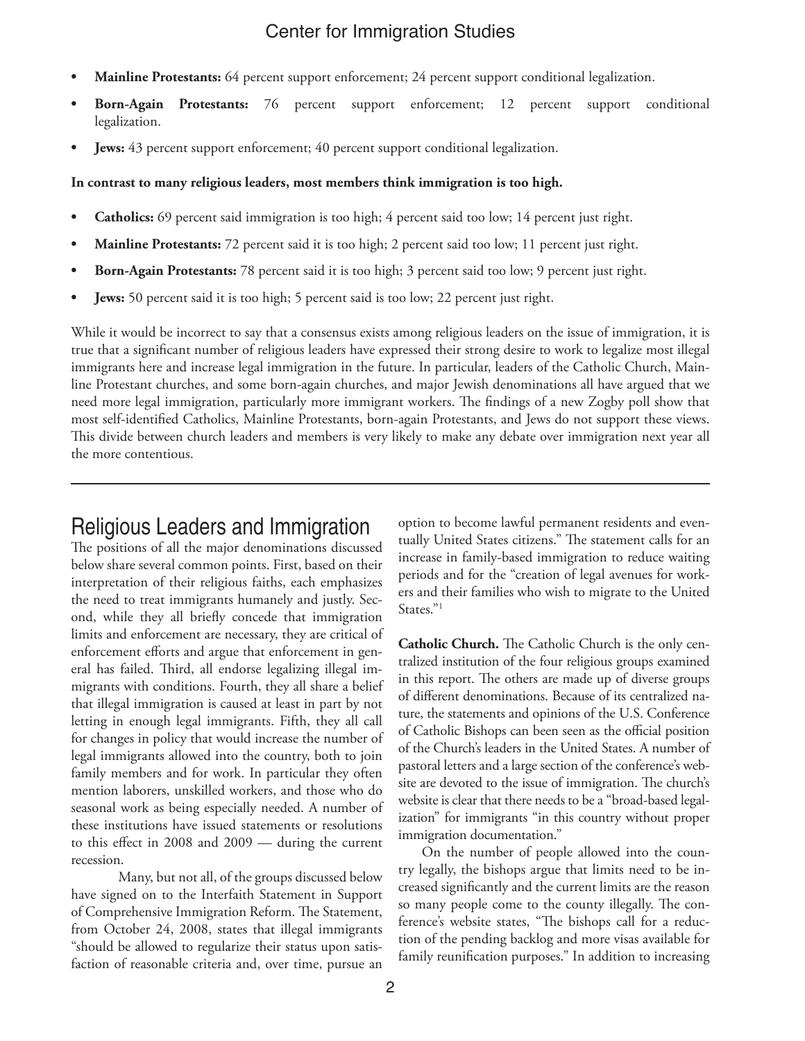- **Mainline Protestants:** 64 percent support enforcement; 24 percent support conditional legalization.
- **Born-Again Protestants:** 76 percent support enforcement; 12 percent support conditional legalization.
- **Jews:** 43 percent support enforcement; 40 percent support conditional legalization.

**In contrast to many religious leaders, most members think immigration is too high.**

- **Catholics:** 69 percent said immigration is too high; 4 percent said too low; 14 percent just right.
- **Mainline Protestants:** 72 percent said it is too high; 2 percent said too low; 11 percent just right.
- **Born-Again Protestants:** 78 percent said it is too high; 3 percent said too low; 9 percent just right.
- **Jews:** 50 percent said it is too high; 5 percent said is too low; 22 percent just right.

While it would be incorrect to say that a consensus exists among religious leaders on the issue of immigration, it is true that a significant number of religious leaders have expressed their strong desire to work to legalize most illegal immigrants here and increase legal immigration in the future. In particular, leaders of the Catholic Church, Mainline Protestant churches, and some born-again churches, and major Jewish denominations all have argued that we need more legal immigration, particularly more immigrant workers. The findings of a new Zogby poll show that most self-identified Catholics, Mainline Protestants, born-again Protestants, and Jews do not support these views. This divide between church leaders and members is very likely to make any debate over immigration next year all the more contentious.

## Religious Leaders and Immigration

The positions of all the major denominations discussed below share several common points. First, based on their interpretation of their religious faiths, each emphasizes the need to treat immigrants humanely and justly. Second, while they all briefly concede that immigration limits and enforcement are necessary, they are critical of enforcement efforts and argue that enforcement in general has failed. Third, all endorse legalizing illegal immigrants with conditions. Fourth, they all share a belief that illegal immigration is caused at least in part by not letting in enough legal immigrants. Fifth, they all call for changes in policy that would increase the number of legal immigrants allowed into the country, both to join family members and for work. In particular they often mention laborers, unskilled workers, and those who do seasonal work as being especially needed. A number of these institutions have issued statements or resolutions to this effect in 2008 and 2009 — during the current recession.

Many, but not all, of the groups discussed below have signed on to the Interfaith Statement in Support of Comprehensive Immigration Reform. The Statement, from October 24, 2008, states that illegal immigrants "should be allowed to regularize their status upon satisfaction of reasonable criteria and, over time, pursue an option to become lawful permanent residents and eventually United States citizens." The statement calls for an increase in family-based immigration to reduce waiting periods and for the "creation of legal avenues for workers and their families who wish to migrate to the United States."[1]

**Catholic Church.** The Catholic Church is the only centralized institution of the four religious groups examined in this report. The others are made up of diverse groups of different denominations. Because of its centralized nature, the statements and opinions of the U.S. Conference of Catholic Bishops can been seen as the official position of the Church's leaders in the United States. A number of pastoral letters and a large section of the conference's website are devoted to the issue of immigration. The church's website is clear that there needs to be a "broad-based legalization" for immigrants "in this country without proper immigration documentation."

On the number of people allowed into the country legally, the bishops argue that limits need to be increased significantly and the current limits are the reason so many people come to the county illegally. The conference's website states, "The bishops call for a reduction of the pending backlog and more visas available for family reunification purposes." In addition to increasing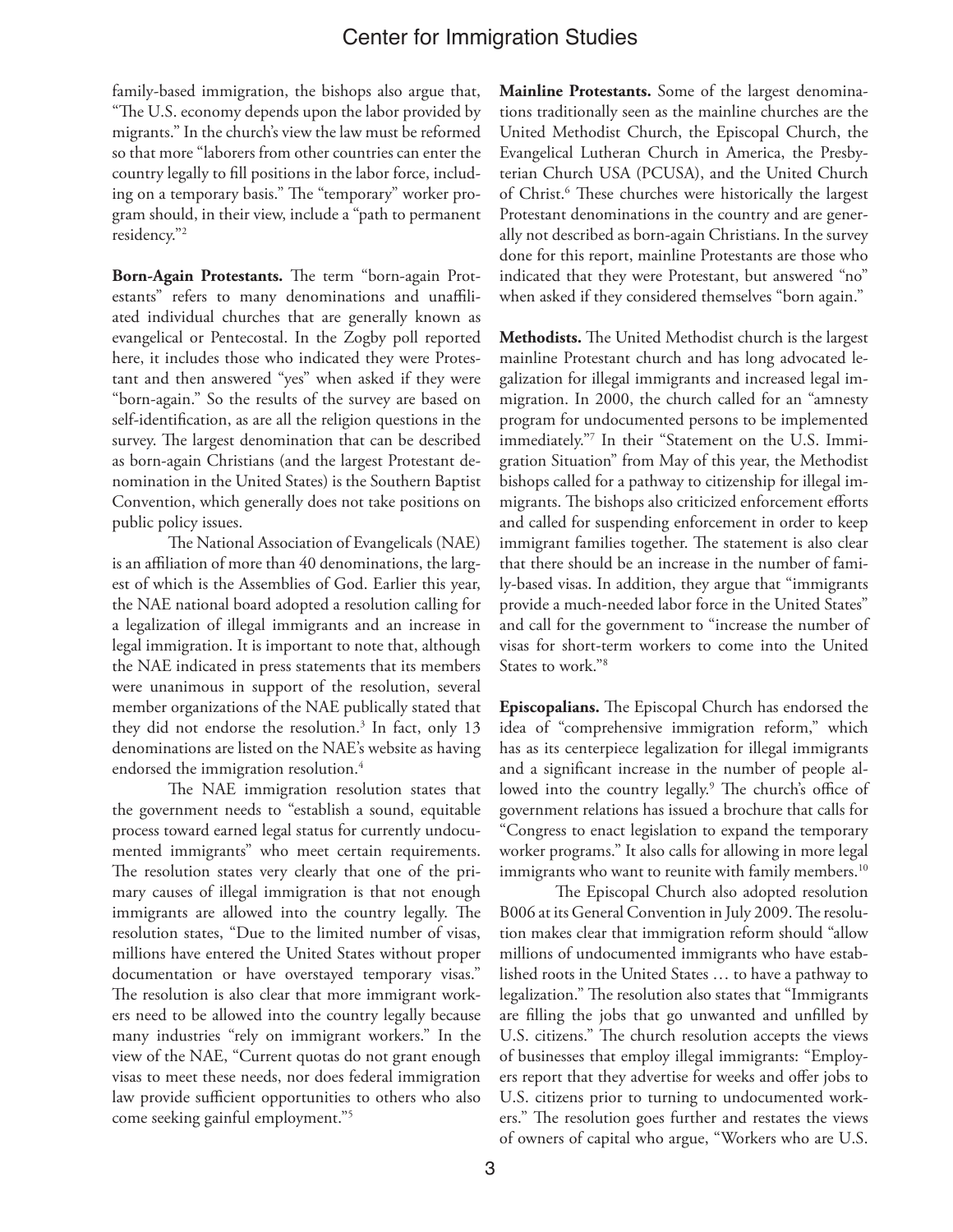family-based immigration, the bishops also argue that, "The U.S. economy depends upon the labor provided by migrants." In the church's view the law must be reformed so that more "laborers from other countries can enter the country legally to fill positions in the labor force, including on a temporary basis." The "temporary" worker program should, in their view, include a "path to permanent residency."[2]

**Born-Again Protestants.** The term "born-again Protestants" refers to many denominations and unaffiliated individual churches that are generally known as evangelical or Pentecostal. In the Zogby poll reported here, it includes those who indicated they were Protestant and then answered "yes" when asked if they were "born-again." So the results of the survey are based on self-identification, as are all the religion questions in the survey. The largest denomination that can be described as born-again Christians (and the largest Protestant denomination in the United States) is the Southern Baptist Convention, which generally does not take positions on public policy issues.

The National Association of Evangelicals (NAE) is an affiliation of more than 40 denominations, the largest of which is the Assemblies of God. Earlier this year, the NAE national board adopted a resolution calling for a legalization of illegal immigrants and an increase in legal immigration. It is important to note that, although the NAE indicated in press statements that its members were unanimous in support of the resolution, several member organizations of the NAE publically stated that they did not endorse the resolution.[3] In fact, only 13 denominations are listed on the NAE's website as having endorsed the immigration resolution.[4]

The NAE immigration resolution states that the government needs to "establish a sound, equitable process toward earned legal status for currently undocumented immigrants" who meet certain requirements. The resolution states very clearly that one of the primary causes of illegal immigration is that not enough immigrants are allowed into the country legally. The resolution states, "Due to the limited number of visas, millions have entered the United States without proper documentation or have overstayed temporary visas." The resolution is also clear that more immigrant workers need to be allowed into the country legally because many industries "rely on immigrant workers." In the view of the NAE, "Current quotas do not grant enough visas to meet these needs, nor does federal immigration law provide sufficient opportunities to others who also come seeking gainful employment."[5]

**Mainline Protestants.** Some of the largest denominations traditionally seen as the mainline churches are the United Methodist Church, the Episcopal Church, the Evangelical Lutheran Church in America, the Presbyterian Church USA (PCUSA), and the United Church of Christ.[6] These churches were historically the largest Protestant denominations in the country and are generally not described as born-again Christians. In the survey done for this report, mainline Protestants are those who indicated that they were Protestant, but answered "no" when asked if they considered themselves "born again."

**Methodists.** The United Methodist church is the largest mainline Protestant church and has long advocated legalization for illegal immigrants and increased legal immigration. In 2000, the church called for an "amnesty program for undocumented persons to be implemented immediately."[7] In their "Statement on the U.S. Immigration Situation" from May of this year, the Methodist bishops called for a pathway to citizenship for illegal immigrants. The bishops also criticized enforcement efforts and called for suspending enforcement in order to keep immigrant families together. The statement is also clear that there should be an increase in the number of family-based visas. In addition, they argue that "immigrants provide a much-needed labor force in the United States" and call for the government to "increase the number of visas for short-term workers to come into the United States to work."[8]

**Episcopalians.** The Episcopal Church has endorsed the idea of "comprehensive immigration reform," which has as its centerpiece legalization for illegal immigrants and a significant increase in the number of people allowed into the country legally.[9] The church's office of government relations has issued a brochure that calls for "Congress to enact legislation to expand the temporary worker programs." It also calls for allowing in more legal immigrants who want to reunite with family members.[10]

The Episcopal Church also adopted resolution B006 at its General Convention in July 2009. The resolution makes clear that immigration reform should "allow millions of undocumented immigrants who have established roots in the United States … to have a pathway to legalization." The resolution also states that "Immigrants are filling the jobs that go unwanted and unfilled by U.S. citizens." The church resolution accepts the views of businesses that employ illegal immigrants: "Employers report that they advertise for weeks and offer jobs to U.S. citizens prior to turning to undocumented workers." The resolution goes further and restates the views of owners of capital who argue, "Workers who are U.S.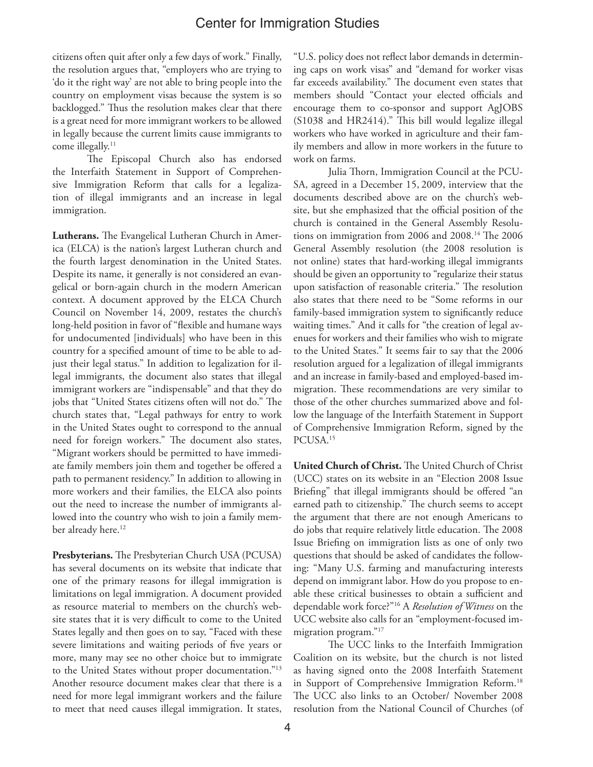citizens often quit after only a few days of work." Finally, the resolution argues that, "employers who are trying to 'do it the right way' are not able to bring people into the country on employment visas because the system is so backlogged." Thus the resolution makes clear that there is a great need for more immigrant workers to be allowed in legally because the current limits cause immigrants to come illegally.[11]

The Episcopal Church also has endorsed the Interfaith Statement in Support of Comprehensive Immigration Reform that calls for a legalization of illegal immigrants and an increase in legal immigration.

**Lutherans.** The Evangelical Lutheran Church in America (ELCA) is the nation's largest Lutheran church and the fourth largest denomination in the United States. Despite its name, it generally is not considered an evangelical or born-again church in the modern American context. A document approved by the ELCA Church Council on November 14, 2009, restates the church's long-held position in favor of "flexible and humane ways for undocumented [individuals] who have been in this country for a specified amount of time to be able to adjust their legal status." In addition to legalization for illegal immigrants, the document also states that illegal immigrant workers are "indispensable" and that they do jobs that "United States citizens often will not do." The church states that, "Legal pathways for entry to work in the United States ought to correspond to the annual need for foreign workers." The document also states, "Migrant workers should be permitted to have immediate family members join them and together be offered a path to permanent residency." In addition to allowing in more workers and their families, the ELCA also points out the need to increase the number of immigrants allowed into the country who wish to join a family member already here.[12]

**Presbyterians.** The Presbyterian Church USA (PCUSA) has several documents on its website that indicate that one of the primary reasons for illegal immigration is limitations on legal immigration. A document provided as resource material to members on the church's website states that it is very difficult to come to the United States legally and then goes on to say, "Faced with these severe limitations and waiting periods of five years or more, many may see no other choice but to immigrate to the United States without proper documentation."[13] Another resource document makes clear that there is a need for more legal immigrant workers and the failure to meet that need causes illegal immigration. It states, "U.S. policy does not reflect labor demands in determining caps on work visas" and "demand for worker visas far exceeds availability." The document even states that members should "Contact your elected officials and encourage them to co-sponsor and support AgJOBS (S1038 and HR2414)." This bill would legalize illegal workers who have worked in agriculture and their family members and allow in more workers in the future to work on farms.

Julia Thorn, Immigration Council at the PCUSA, agreed in a December 15, 2009, interview that the documents described above are on the church's website, but she emphasized that the official position of the church is contained in the General Assembly Resolutions on immigration from 2006 and 2008.[14] The 2006 General Assembly resolution (the 2008 resolution is not online) states that hard-working illegal immigrants should be given an opportunity to "regularize their status upon satisfaction of reasonable criteria." The resolution also states that there need to be "Some reforms in our family-based immigration system to significantly reduce waiting times." And it calls for "the creation of legal avenues for workers and their families who wish to migrate to the United States." It seems fair to say that the 2006 resolution argued for a legalization of illegal immigrants and an increase in family-based and employed-based immigration. These recommendations are very similar to those of the other churches summarized above and follow the language of the Interfaith Statement in Support of Comprehensive Immigration Reform, signed by the PCUSA.[15]

**United Church of Christ.** The United Church of Christ (UCC) states on its website in an "Election 2008 Issue Briefing" that illegal immigrants should be offered "an earned path to citizenship." The church seems to accept the argument that there are not enough Americans to do jobs that require relatively little education. The 2008 Issue Briefing on immigration lists as one of only two questions that should be asked of candidates the following: "Many U.S. farming and manufacturing interests depend on immigrant labor. How do you propose to enable these critical businesses to obtain a sufficient and dependable work force?"[16] A *Resolution of Witness* on the UCC website also calls for an "employment-focused immigration program."[17]

The UCC links to the Interfaith Immigration Coalition on its website, but the church is not listed as having signed onto the 2008 Interfaith Statement in Support of Comprehensive Immigration Reform.[18] The UCC also links to an October/ November 2008 resolution from the National Council of Churches (of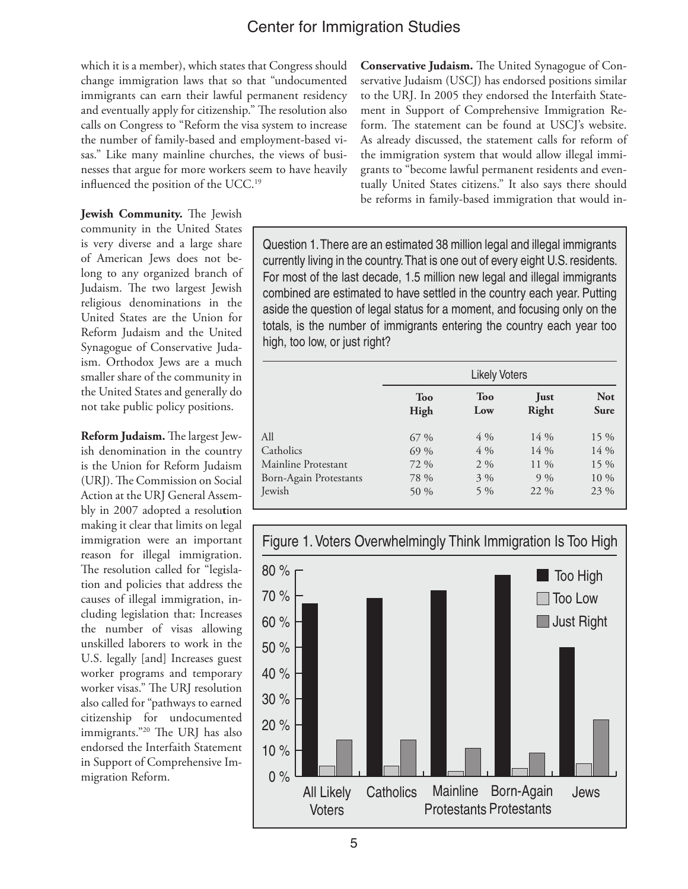which it is a member), which states that Congress should change immigration laws that so that "undocumented immigrants can earn their lawful permanent residency and eventually apply for citizenship." The resolution also calls on Congress to "Reform the visa system to increase the number of family-based and employment-based visas." Like many mainline churches, the views of businesses that argue for more workers seem to have heavily influenced the position of the UCC.[19]

**Jewish Community.** The Jewish community in the United States is very diverse and a large share of American Jews does not belong to any organized branch of Judaism. The two largest Jewish religious denominations in the United States are the Union for Reform Judaism and the United Synagogue of Conservative Judaism. Orthodox Jews are a much smaller share of the community in the United States and generally do not take public policy positions.

**Reform Judaism.** The largest Jewish denomination in the country is the Union for Reform Judaism (URJ). The Commission on Social Action at the URJ General Assembly in 2007 adopted a resolution making it clear that limits on legal immigration were an important reason for illegal immigration. The resolution called for "legislation and policies that address the causes of illegal immigration, including legislation that: Increases the number of visas allowing unskilled laborers to work in the U.S. legally [and] Increases guest worker programs and temporary worker visas." The URJ resolution also called for "pathways to earned citizenship for undocumented immigrants."[20] The URJ has also endorsed the Interfaith Statement in Support of Comprehensive Immigration Reform.

**Conservative Judaism.** The United Synagogue of Conservative Judaism (USCJ) has endorsed positions similar to the URJ. In 2005 they endorsed the Interfaith Statement in Support of Comprehensive Immigration Reform. The statement can be found at USCJ's website. As already discussed, the statement calls for reform of the immigration system that would allow illegal immigrants to "become lawful permanent residents and eventually United States citizens." It also says there should be reforms in family-based immigration that would in-

Question 1. There are an estimated 38 million legal and illegal immigrants currently living in the country. That is one out of every eight U.S. residents. For most of the last decade, 1.5 million new legal and illegal immigrants combined are estimated to have settled in the country each year. Putting aside the question of legal status for a moment, and focusing only on the totals, is the number of immigrants entering the country each year too high, too low, or just right?

| | Likely Voters | | | |
|---|---|---|---|---|
| | **Too High** | **Too Low** | **Just Right** | **Not Sure** |
| All | 67 % | 4 % | 14 % | 15 % |
| Catholics | 69 % | 4 % | 14 % | 14 % |
| Mainline Protestant | 72 % | 2 % | 11 % | 15 % |
| Born-Again Protestants | 78 % | 3 % | 9 % | 10 % |
| Jewish | 50 % | 5 % | 22 % | 23 % |

Figure 1. Voters Overwhelmingly Think Immigration Is Too High

| | Too High | Too Low | Just Right |
|---|---|---|---|
| All Likely Voters | 67 % | 4 % | 14 % |
| Catholics | 69 % | 4 % | 14 % |
| Mainline Protestants | 72 % | 2 % | 11 % |
| Born-Again Protestants | 78 % | 3 % | 9 % |
| Jews | 50 % | 5 % | 22 % |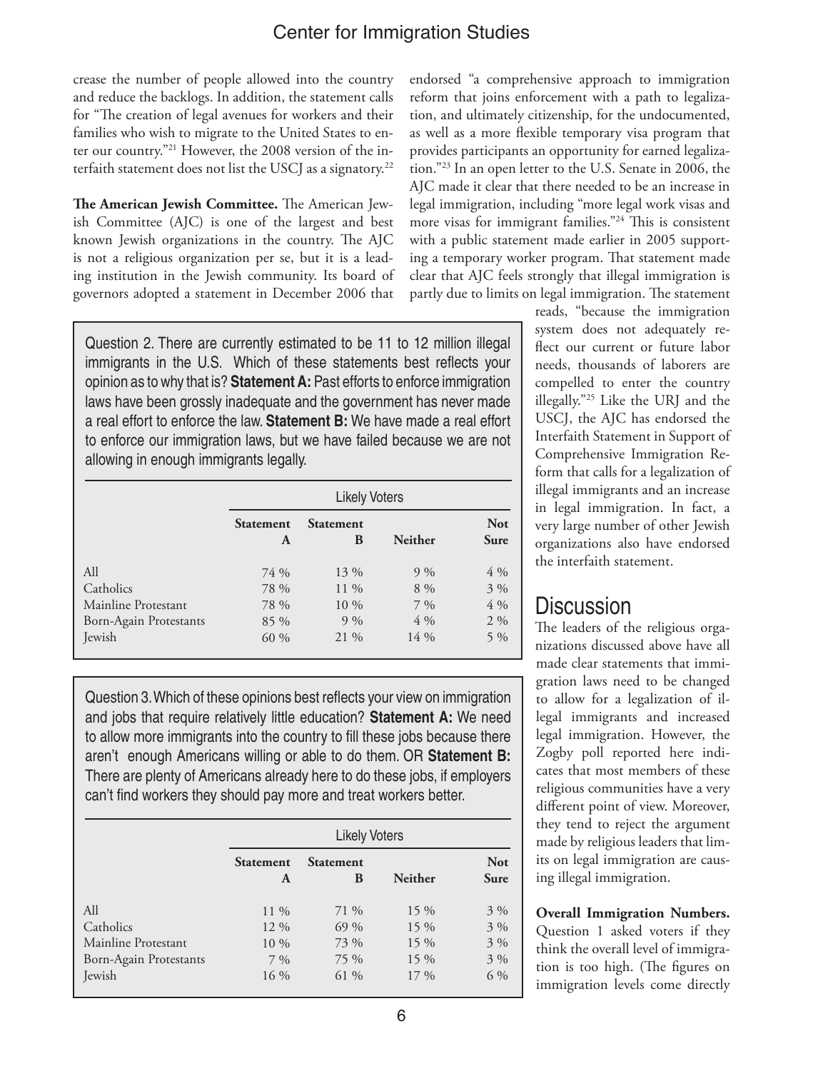crease the number of people allowed into the country and reduce the backlogs. In addition, the statement calls for "The creation of legal avenues for workers and their families who wish to migrate to the United States to enter our country."[21] However, the 2008 version of the interfaith statement does not list the USCJ as a signatory.[22]

**The American Jewish Committee.** The American Jewish Committee (AJC) is one of the largest and best known Jewish organizations in the country. The AJC is not a religious organization per se, but it is a leading institution in the Jewish community. Its board of governors adopted a statement in December 2006 that endorsed "a comprehensive approach to immigration reform that joins enforcement with a path to legalization, and ultimately citizenship, for the undocumented, as well as a more flexible temporary visa program that provides participants an opportunity for earned legalization."[23] In an open letter to the U.S. Senate in 2006, the AJC made it clear that there needed to be an increase in legal immigration, including "more legal work visas and more visas for immigrant families."[24] This is consistent with a public statement made earlier in 2005 supporting a temporary worker program. That statement made clear that AJC feels strongly that illegal immigration is partly due to limits on legal immigration. The statement reads, "because the immigration system does not adequately reflect our current or future labor needs, thousands of laborers are compelled to enter the country illegally."[25] Like the URJ and the USCJ, the AJC has endorsed the Interfaith Statement in Support of Comprehensive Immigration Reform that calls for a legalization of illegal immigrants and an increase in legal immigration. In fact, a very large number of other Jewish organizations also have endorsed the interfaith statement.

Question 2. There are currently estimated to be 11 to 12 million illegal immigrants in the U.S. Which of these statements best reflects your opinion as to why that is? **Statement A:** Past efforts to enforce immigration laws have been grossly inadequate and the government has never made a real effort to enforce the law. **Statement B:** We have made a real effort to enforce our immigration laws, but we have failed because we are not allowing in enough immigrants legally.

| | Likely Voters | | | |
|---|---|---|---|---|
| | Statement A | Statement B | Neither | Not Sure |
| All | 74 % | 13 % | 9 % | 4 % |
| Catholics | 78 % | 11 % | 8 % | 3 % |
| Mainline Protestant | 78 % | 10 % | 7 % | 4 % |
| Born-Again Protestants | 85 % | 9 % | 4 % | 2 % |
| Jewish | 60 % | 21 % | 14 % | 5 % |

Question 3. Which of these opinions best reflects your view on immigration and jobs that require relatively little education? **Statement A:** We need to allow more immigrants into the country to fill these jobs because there aren't enough Americans willing or able to do them. OR **Statement B:** There are plenty of Americans already here to do these jobs, if employers can't find workers they should pay more and treat workers better.

| | Likely Voters | | | |
|---|---|---|---|---|
| | Statement A | Statement B | Neither | Not Sure |
| All | 11 % | 71 % | 15 % | 3 % |
| Catholics | 12 % | 69 % | 15 % | 3 % |
| Mainline Protestant | 10 % | 73 % | 15 % | 3 % |
| Born-Again Protestants | 7 % | 75 % | 15 % | 3 % |
| Jewish | 16 % | 61 % | 17 % | 6 % |

## Discussion

The leaders of the religious organizations discussed above have all made clear statements that immigration laws need to be changed to allow for a legalization of illegal immigrants and increased legal immigration. However, the Zogby poll reported here indicates that most members of these religious communities have a very different point of view. Moreover, they tend to reject the argument made by religious leaders that limits on legal immigration are causing illegal immigration.

**Overall Immigration Numbers.** Question 1 asked voters if they think the overall level of immigration is too high. (The figures on immigration levels come directly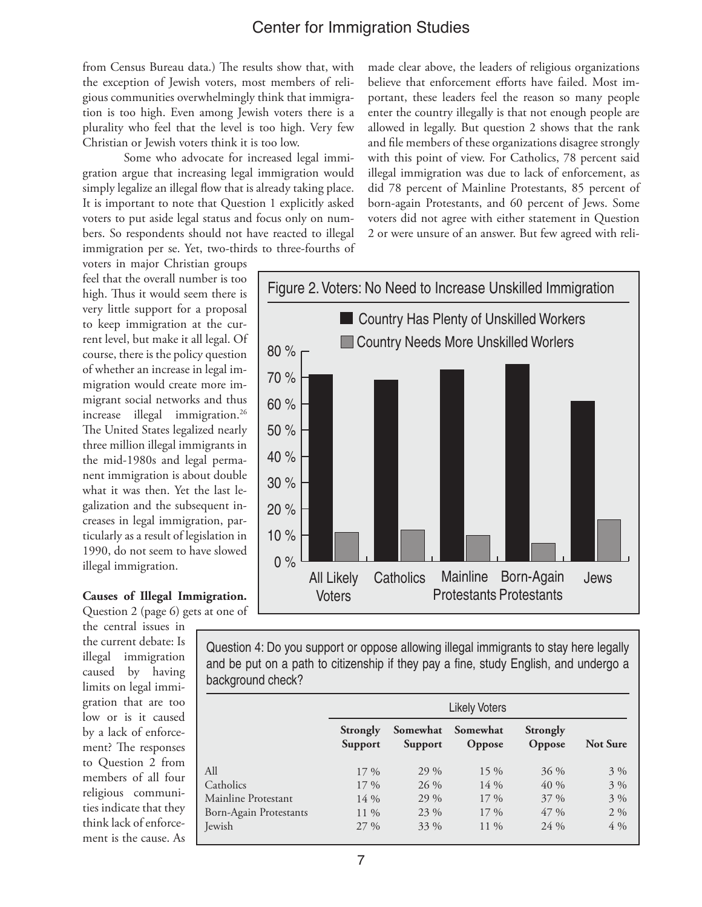from Census Bureau data.) The results show that, with the exception of Jewish voters, most members of religious communities overwhelmingly think that immigration is too high. Even among Jewish voters there is a plurality who feel that the level is too high. Very few Christian or Jewish voters think it is too low.

Some who advocate for increased legal immigration argue that increasing legal immigration would simply legalize an illegal flow that is already taking place. It is important to note that Question 1 explicitly asked voters to put aside legal status and focus only on numbers. So respondents should not have reacted to illegal immigration per se. Yet, two-thirds to three-fourths of voters in major Christian groups feel that the overall number is too high. Thus it would seem there is very little support for a proposal to keep immigration at the current level, but make it all legal. Of course, there is the policy question of whether an increase in legal immigration would create more immigrant social networks and thus increase illegal immigration.[26] The United States legalized nearly three million illegal immigrants in the mid-1980s and legal permanent immigration is about double what it was then. Yet the last legalization and the subsequent increases in legal immigration, particularly as a result of legislation in 1990, do not seem to have slowed illegal immigration.

**Causes of Illegal Immigration.** Question 2 (page 6) gets at one of the central issues in the current debate: Is illegal immigration caused by having limits on legal immigration that are too low or is it caused by a lack of enforcement? The responses to Question 2 from members of all four religious communities indicate that they think lack of enforcement is the cause. As made clear above, the leaders of religious organizations believe that enforcement efforts have failed. Most important, these leaders feel the reason so many people enter the country illegally is that not enough people are allowed in legally. But question 2 shows that the rank and file members of these organizations disagree strongly with this point of view. For Catholics, 78 percent said illegal immigration was due to lack of enforcement, as did 78 percent of Mainline Protestants, 85 percent of born-again Protestants, and 60 percent of Jews. Some voters did not agree with either statement in Question 2 or were unsure of an answer. But few agreed with reli-

**Figure 2. Voters: No Need to Increase Unskilled Immigration**

| | Country Has Plenty of Unskilled Workers | Country Needs More Unskilled Worlers |
|---|---|---|
| All Likely Voters | ~71 % | ~11 % |
| Catholics | ~69 % | ~12 % |
| Mainline Protestants | ~73 % | ~10 % |
| Born-Again Protestants | ~75 % | ~7 % |
| Jews | ~61 % | ~16 % |

Question 4: Do you support or oppose allowing illegal immigrants to stay here legally and be put on a path to citizenship if they pay a fine, study English, and undergo a background check?

| | Likely Voters | | | | |
|---|---|---|---|---|---|
| | **Strongly Support** | **Somewhat Support** | **Somewhat Oppose** | **Strongly Oppose** | **Not Sure** |
| All | 17 % | 29 % | 15 % | 36 % | 3 % |
| Catholics | 17 % | 26 % | 14 % | 40 % | 3 % |
| Mainline Protestant | 14 % | 29 % | 17 % | 37 % | 3 % |
| Born-Again Protestants | 11 % | 23 % | 17 % | 47 % | 2 % |
| Jewish | 27 % | 33 % | 11 % | 24 % | 4 % |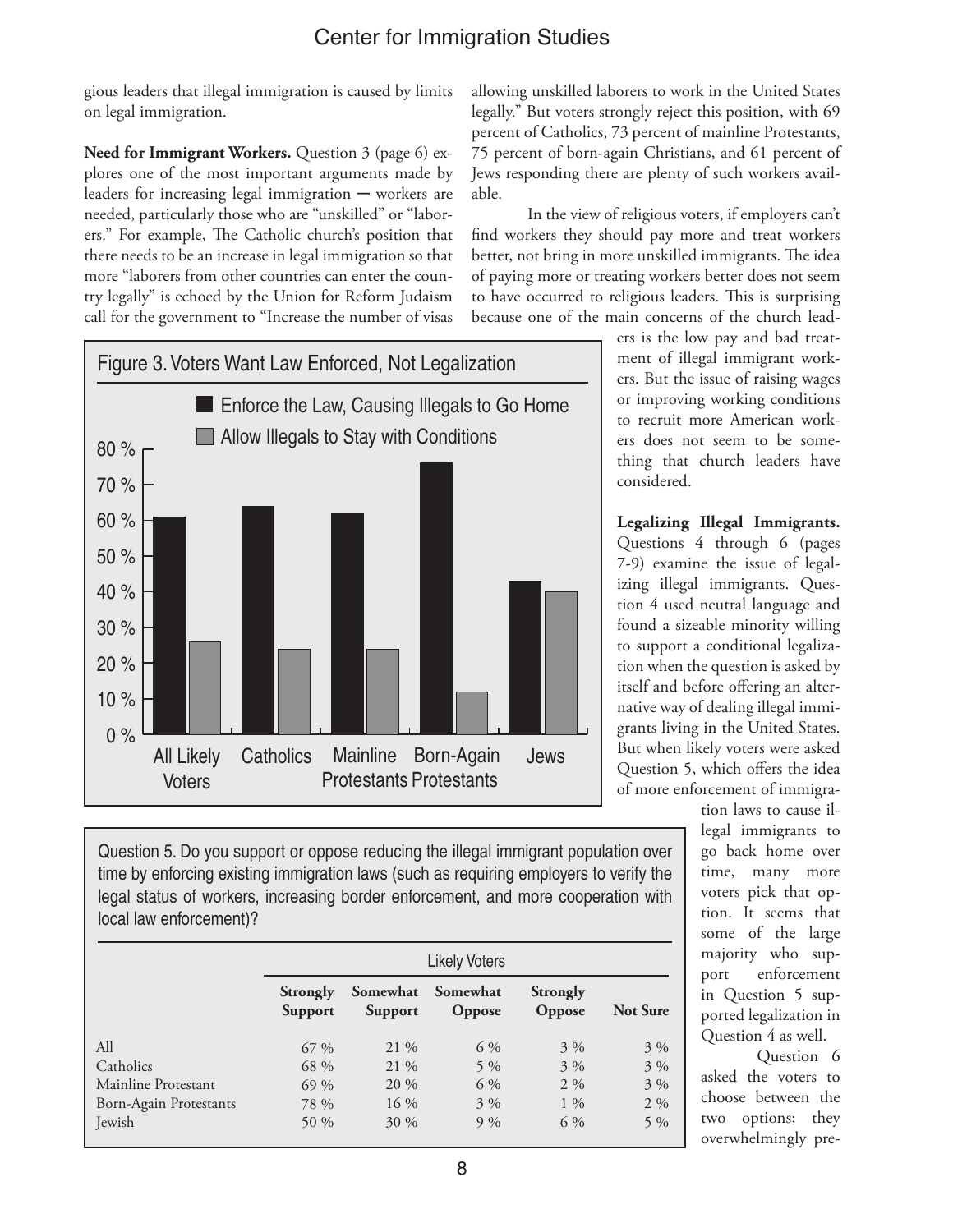gious leaders that illegal immigration is caused by limits on legal immigration.

**Need for Immigrant Workers.** Question 3 (page 6) explores one of the most important arguments made by leaders for increasing legal immigration — workers are needed, particularly those who are "unskilled" or "laborers." For example, The Catholic church's position that there needs to be an increase in legal immigration so that more "laborers from other countries can enter the country legally" is echoed by the Union for Reform Judaism call for the government to "Increase the number of visas allowing unskilled laborers to work in the United States legally." But voters strongly reject this position, with 69 percent of Catholics, 73 percent of mainline Protestants, 75 percent of born-again Christians, and 61 percent of Jews responding there are plenty of such workers available.

In the view of religious voters, if employers can't find workers they should pay more and treat workers better, not bring in more unskilled immigrants. The idea of paying more or treating workers better does not seem to have occurred to religious leaders. This is surprising because one of the main concerns of the church leaders is the low pay and bad treatment of illegal immigrant workers. But the issue of raising wages or improving working conditions to recruit more American workers does not seem to be something that church leaders have considered.

Figure 3. Voters Want Law Enforced, Not Legalization

**Legalizing Illegal Immigrants.** Questions 4 through 6 (pages 7-9) examine the issue of legalizing illegal immigrants. Question 4 used neutral language and found a sizeable minority willing to support a conditional legalization when the question is asked by itself and before offering an alternative way of dealing illegal immigrants living in the United States. But when likely voters were asked Question 5, which offers the idea of more enforcement of immigration laws to cause illegal immigrants to go back home over time, many more voters pick that option. It seems that some of the large majority who support enforcement in Question 5 supported legalization in Question 4 as well.

Question 6 asked the voters to choose between the two options; they overwhelmingly pre-

Question 5. Do you support or oppose reducing the illegal immigrant population over time by enforcing existing immigration laws (such as requiring employers to verify the legal status of workers, increasing border enforcement, and more cooperation with local law enforcement)?

| | Likely Voters | | | | |
|---|---|---|---|---|---|
| | **Strongly Support** | **Somewhat Support** | **Somewhat Oppose** | **Strongly Oppose** | **Not Sure** |
| All | 67 % | 21 % | 6 % | 3 % | 3 % |
| Catholics | 68 % | 21 % | 5 % | 3 % | 3 % |
| Mainline Protestant | 69 % | 20 % | 6 % | 2 % | 3 % |
| Born-Again Protestants | 78 % | 16 % | 3 % | 1 % | 2 % |
| Jewish | 50 % | 30 % | 9 % | 6 % | 5 % |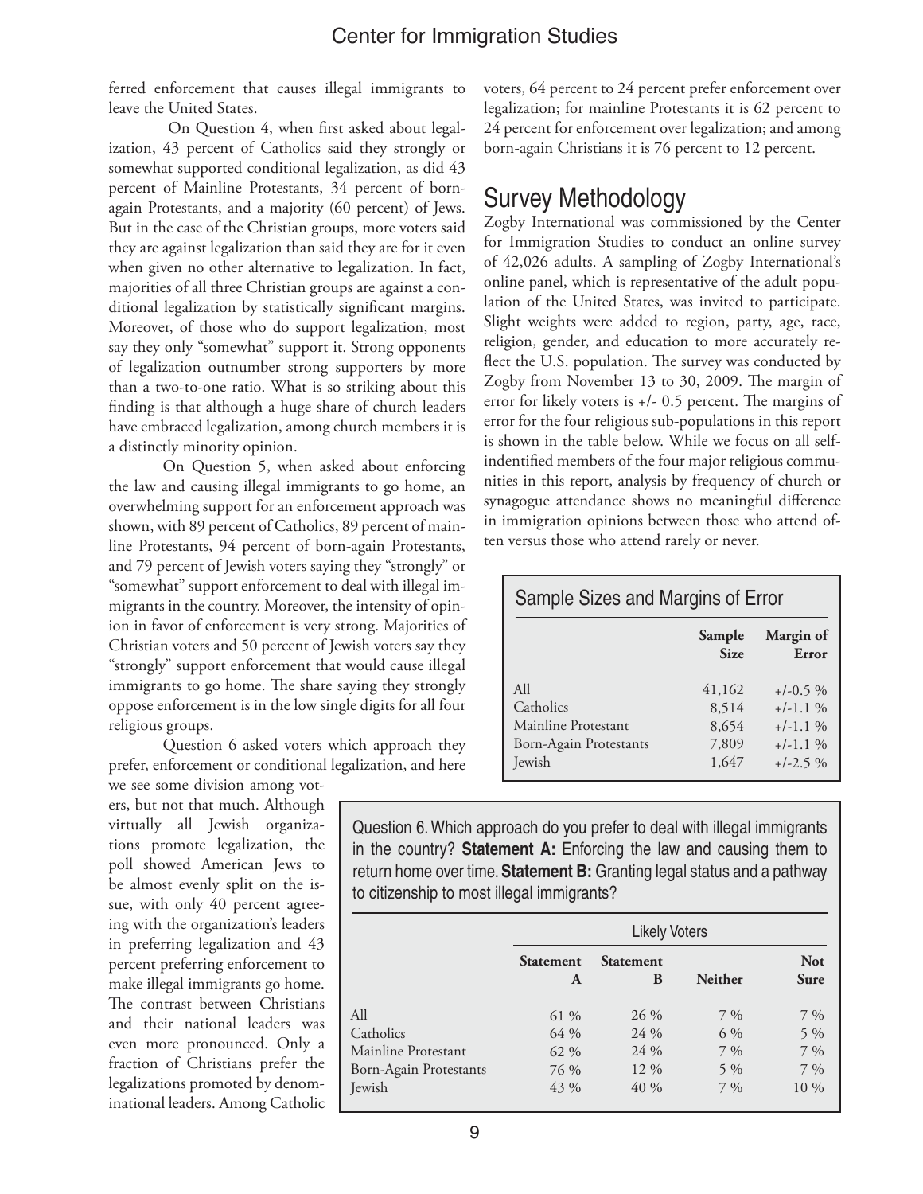ferred enforcement that causes illegal immigrants to leave the United States.

On Question 4, when first asked about legalization, 43 percent of Catholics said they strongly or somewhat supported conditional legalization, as did 43 percent of Mainline Protestants, 34 percent of born-again Protestants, and a majority (60 percent) of Jews. But in the case of the Christian groups, more voters said they are against legalization than said they are for it even when given no other alternative to legalization. In fact, majorities of all three Christian groups are against a conditional legalization by statistically significant margins. Moreover, of those who do support legalization, most say they only "somewhat" support it. Strong opponents of legalization outnumber strong supporters by more than a two-to-one ratio. What is so striking about this finding is that although a huge share of church leaders have embraced legalization, among church members it is a distinctly minority opinion.

On Question 5, when asked about enforcing the law and causing illegal immigrants to go home, an overwhelming support for an enforcement approach was shown, with 89 percent of Catholics, 89 percent of mainline Protestants, 94 percent of born-again Protestants, and 79 percent of Jewish voters saying they "strongly" or "somewhat" support enforcement to deal with illegal immigrants in the country. Moreover, the intensity of opinion in favor of enforcement is very strong. Majorities of Christian voters and 50 percent of Jewish voters say they "strongly" support enforcement that would cause illegal immigrants to go home. The share saying they strongly oppose enforcement is in the low single digits for all four religious groups.

Question 6 asked voters which approach they prefer, enforcement or conditional legalization, and here we see some division among voters, but not that much. Although virtually all Jewish organizations promote legalization, the poll showed American Jews to be almost evenly split on the issue, with only 40 percent agreeing with the organization's leaders in preferring legalization and 43 percent preferring enforcement to make illegal immigrants go home. The contrast between Christians and their national leaders was even more pronounced. Only a fraction of Christians prefer the legalizations promoted by denominational leaders. Among Catholic voters, 64 percent to 24 percent prefer enforcement over legalization; for mainline Protestants it is 62 percent to 24 percent for enforcement over legalization; and among born-again Christians it is 76 percent to 12 percent.

Question 6. Which approach do you prefer to deal with illegal immigrants in the country? **Statement A:** Enforcing the law and causing them to return home over time. **Statement B:** Granting legal status and a pathway to citizenship to most illegal immigrants?

| | Likely Voters | | | |
|---|---|---|---|---|
| | Statement A | Statement B | Neither | Not Sure |
| All | 61 % | 26 % | 7 % | 7 % |
| Catholics | 64 % | 24 % | 6 % | 5 % |
| Mainline Protestant | 62 % | 24 % | 7 % | 7 % |
| Born-Again Protestants | 76 % | 12 % | 5 % | 7 % |
| Jewish | 43 % | 40 % | 7 % | 10 % |

## Survey Methodology

Zogby International was commissioned by the Center for Immigration Studies to conduct an online survey of 42,026 adults. A sampling of Zogby International's online panel, which is representative of the adult population of the United States, was invited to participate. Slight weights were added to region, party, age, race, religion, gender, and education to more accurately reflect the U.S. population. The survey was conducted by Zogby from November 13 to 30, 2009. The margin of error for likely voters is +/- 0.5 percent. The margins of error for the four religious sub-populations in this report is shown in the table below. While we focus on all self-indentified members of the four major religious communities in this report, analysis by frequency of church or synagogue attendance shows no meaningful difference in immigration opinions between those who attend often versus those who attend rarely or never.

Sample Sizes and Margins of Error

| | Sample Size | Margin of Error |
|---|---|---|
| All | 41,162 | +/-0.5 % |
| Catholics | 8,514 | +/-1.1 % |
| Mainline Protestant | 8,654 | +/-1.1 % |
| Born-Again Protestants | 7,809 | +/-1.1 % |
| Jewish | 1,647 | +/-2.5 % |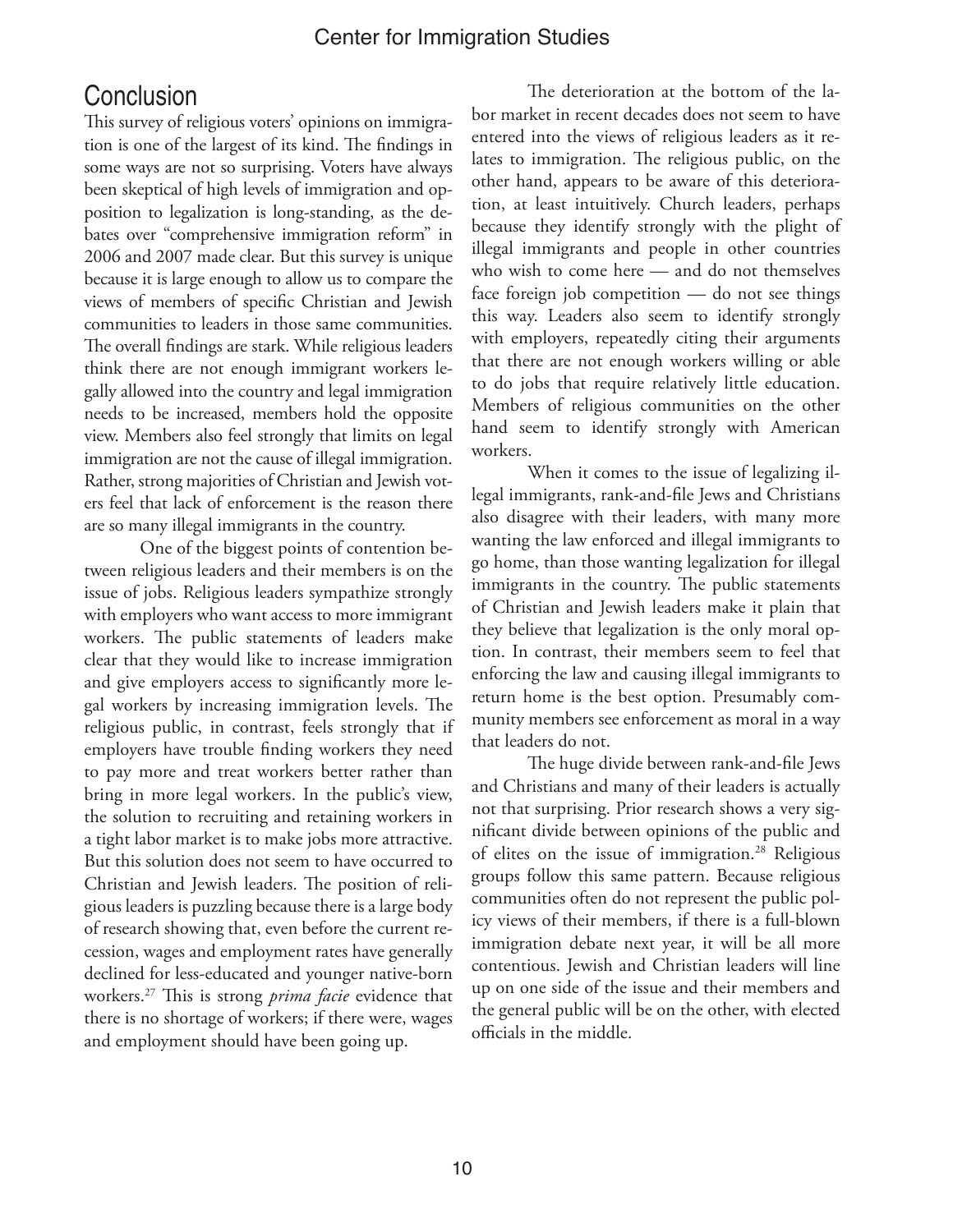## Conclusion

This survey of religious voters' opinions on immigration is one of the largest of its kind. The findings in some ways are not so surprising. Voters have always been skeptical of high levels of immigration and opposition to legalization is long-standing, as the debates over "comprehensive immigration reform" in 2006 and 2007 made clear. But this survey is unique because it is large enough to allow us to compare the views of members of specific Christian and Jewish communities to leaders in those same communities. The overall findings are stark. While religious leaders think there are not enough immigrant workers legally allowed into the country and legal immigration needs to be increased, members hold the opposite view. Members also feel strongly that limits on legal immigration are not the cause of illegal immigration. Rather, strong majorities of Christian and Jewish voters feel that lack of enforcement is the reason there are so many illegal immigrants in the country.

One of the biggest points of contention between religious leaders and their members is on the issue of jobs. Religious leaders sympathize strongly with employers who want access to more immigrant workers. The public statements of leaders make clear that they would like to increase immigration and give employers access to significantly more legal workers by increasing immigration levels. The religious public, in contrast, feels strongly that if employers have trouble finding workers they need to pay more and treat workers better rather than bring in more legal workers. In the public's view, the solution to recruiting and retaining workers in a tight labor market is to make jobs more attractive. But this solution does not seem to have occurred to Christian and Jewish leaders. The position of religious leaders is puzzling because there is a large body of research showing that, even before the current recession, wages and employment rates have generally declined for less-educated and younger native-born workers.[27] This is strong *prima facie* evidence that there is no shortage of workers; if there were, wages and employment should have been going up.

The deterioration at the bottom of the labor market in recent decades does not seem to have entered into the views of religious leaders as it relates to immigration. The religious public, on the other hand, appears to be aware of this deterioration, at least intuitively. Church leaders, perhaps because they identify strongly with the plight of illegal immigrants and people in other countries who wish to come here — and do not themselves face foreign job competition — do not see things this way. Leaders also seem to identify strongly with employers, repeatedly citing their arguments that there are not enough workers willing or able to do jobs that require relatively little education. Members of religious communities on the other hand seem to identify strongly with American workers.

When it comes to the issue of legalizing illegal immigrants, rank-and-file Jews and Christians also disagree with their leaders, with many more wanting the law enforced and illegal immigrants to go home, than those wanting legalization for illegal immigrants in the country. The public statements of Christian and Jewish leaders make it plain that they believe that legalization is the only moral option. In contrast, their members seem to feel that enforcing the law and causing illegal immigrants to return home is the best option. Presumably community members see enforcement as moral in a way that leaders do not.

The huge divide between rank-and-file Jews and Christians and many of their leaders is actually not that surprising. Prior research shows a very significant divide between opinions of the public and of elites on the issue of immigration.[28] Religious groups follow this same pattern. Because religious communities often do not represent the public policy views of their members, if there is a full-blown immigration debate next year, it will be all more contentious. Jewish and Christian leaders will line up on one side of the issue and their members and the general public will be on the other, with elected officials in the middle.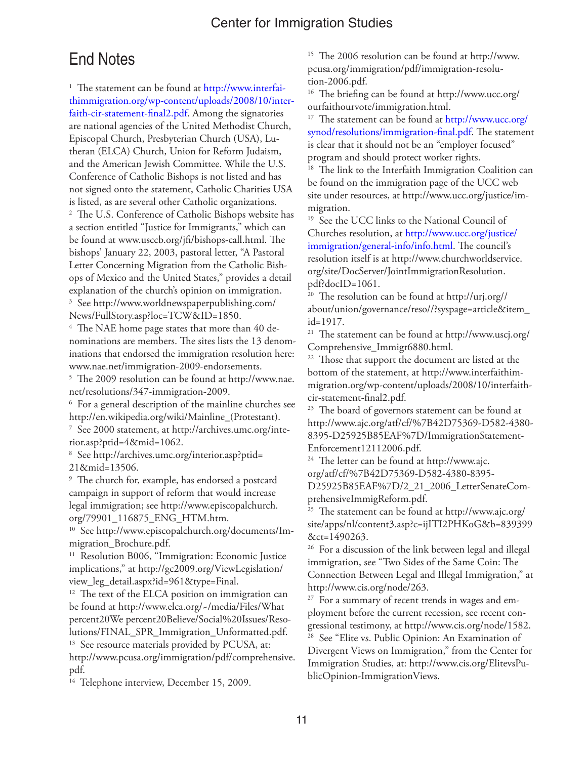## End Notes

[1] The statement can be found at http://www.interfaithimmigration.org/wp-content/uploads/2008/10/interfaith-cir-statement-final2.pdf. Among the signatories are national agencies of the United Methodist Church, Episcopal Church, Presbyterian Church (USA), Lutheran (ELCA) Church, Union for Reform Judaism, and the American Jewish Committee. While the U.S. Conference of Catholic Bishops is not listed and has not signed onto the statement, Catholic Charities USA is listed, as are several other Catholic organizations.

[2] The U.S. Conference of Catholic Bishops website has a section entitled "Justice for Immigrants," which can be found at www.usccb.org/jfi/bishops-call.html. The bishops' January 22, 2003, pastoral letter, "A Pastoral Letter Concerning Migration from the Catholic Bishops of Mexico and the United States," provides a detail explanation of the church's opinion on immigration.

[3] See http://www.worldnewspaperpublishing.com/News/FullStory.asp?loc=TCW&ID=1850.

[4] The NAE home page states that more than 40 denominations are members. The sites lists the 13 denominations that endorsed the immigration resolution here: www.nae.net/immigration-2009-endorsements.

[5] The 2009 resolution can be found at http://www.nae.net/resolutions/347-immigration-2009.

[6] For a general description of the mainline churches see http://en.wikipedia.org/wiki/Mainline_(Protestant).

[7] See 2000 statement, at http://archives.umc.org/interior.asp?ptid=4&mid=1062.

[8] See http://archives.umc.org/interior.asp?ptid=21&mid=13506.

[9] The church for, example, has endorsed a postcard campaign in support of reform that would increase legal immigration; see http://www.episcopalchurch.org/79901_116875_ENG_HTM.htm.

[10] See http://www.episcopalchurch.org/documents/Immigration_Brochure.pdf.

[11] Resolution B006, "Immigration: Economic Justice implications," at http://gc2009.org/ViewLegislation/view_leg_detail.aspx?id=961&type=Final.

[12] The text of the ELCA position on immigration can be found at http://www.elca.org/~/media/Files/What percent20We percent20Believe/Social%20Issues/Resolutions/FINAL_SPR_Immigration_Unformatted.pdf.

[13] See resource materials provided by PCUSA, at: http://www.pcusa.org/immigration/pdf/comprehensive.pdf.

[14] Telephone interview, December 15, 2009.

[15] The 2006 resolution can be found at http://www.pcusa.org/immigration/pdf/immigration-resolution-2006.pdf.

[16] The briefing can be found at http://www.ucc.org/ourfaithourvote/immigration.html.

[17] The statement can be found at http://www.ucc.org/synod/resolutions/immigration-final.pdf. The statement is clear that it should not be an "employer focused" program and should protect worker rights.

[18] The link to the Interfaith Immigration Coalition can be found on the immigration page of the UCC web site under resources, at http://www.ucc.org/justice/immigration.

[19] See the UCC links to the National Council of Churches resolution, at http://www.ucc.org/justice/immigration/general-info/info.html. The council's resolution itself is at http://www.churchworldservice.org/site/DocServer/JointImmigrationResolution.pdf?docID=1061.

[20] The resolution can be found at http://urj.org//about/union/governance/reso//?syspage=article&item_id=1917.

[21] The statement can be found at http://www.uscj.org/Comprehensive_Immigr6880.html.

[22] Those that support the document are listed at the bottom of the statement, at http://www.interfaithimmigration.org/wp-content/uploads/2008/10/interfaith-cir-statement-final2.pdf.

[23] The board of governors statement can be found at http://www.ajc.org/atf/cf/%7B42D75369-D582-4380-8395-D25925B85EAF%7D/ImmigrationStatementEnforcement12112006.pdf.

[24] The letter can be found at http://www.ajc.org/atf/cf/%7B42D75369-D582-4380-8395-D25925B85EAF%7D/2_21_2006_LetterSenateComprehensiveImmigReform.pdf.

[25] The statement can be found at http://www.ajc.org/site/apps/nl/content3.asp?c=ijITI2PHKoG&b=839399&ct=1490263.

[26] For a discussion of the link between legal and illegal immigration, see "Two Sides of the Same Coin: The Connection Between Legal and Illegal Immigration," at http://www.cis.org/node/263.

[27] For a summary of recent trends in wages and employment before the current recession, see recent congressional testimony, at http://www.cis.org/node/1582.

[28] See "Elite vs. Public Opinion: An Examination of Divergent Views on Immigration," from the Center for Immigration Studies, at: http://www.cis.org/ElitevsPublicOpinion-ImmigrationViews.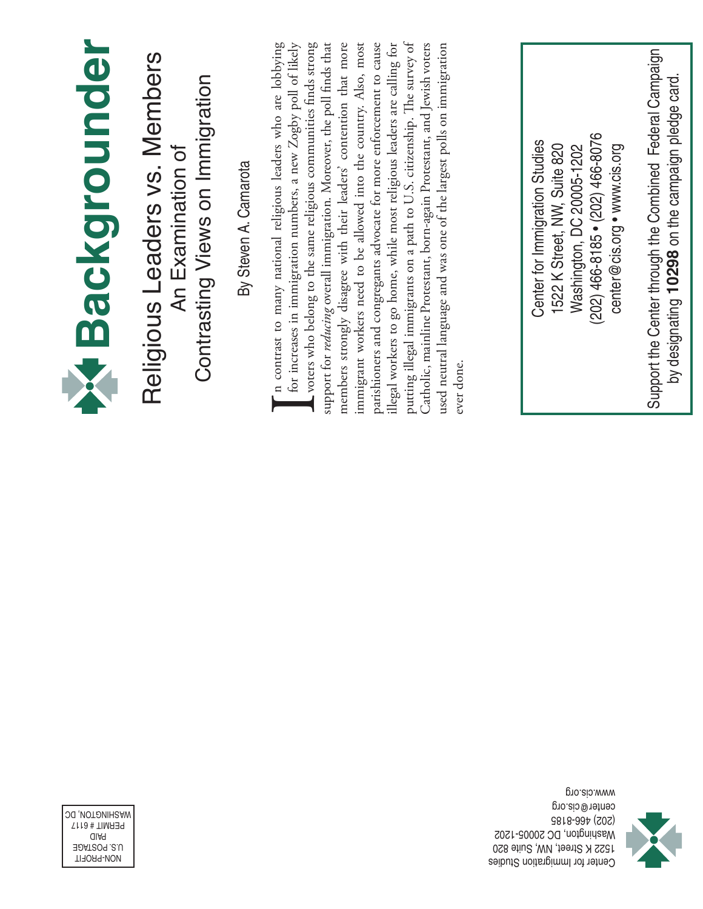# Backgrounder

## Religious Leaders vs. Members

### An Examination of Contrasting Views on Immigration

By Steven A. Camarota

In contrast to many national religious leaders who are lobbying for increases in immigration numbers, a new Zogby poll of likely voters who belong to the same religious communities finds strong support for *reducing* overall immigration. Moreover, the poll finds that members strongly disagree with their leaders' contention that more immigrant workers need to be allowed into the country. Also, most parishioners and congregants advocate for more enforcement to cause illegal workers to go home, while most religious leaders are calling for putting illegal immigrants on a path to U.S. citizenship. The survey of Catholic, mainline Protestant, born-again Protestant, and Jewish voters used neutral language and was one of the largest polls on immigration ever done.

Center for Immigration Studies
1522 K Street, NW, Suite 820
Washington, DC 20005-1202
(202) 466-8185 • (202) 466-8076
center@cis.org • www.cis.org

Support the Center through the Combined Federal Campaign by designating **10298** on the campaign pledge card.

Center for Immigration Studies
1522 K Street, NW, Suite 820
Washington, DC 20005-1202
(202) 466-8185
center@cis.org
www.cis.org

NON-PROFIT
U.S. POSTAGE
PAID
PERMIT # 6117
WASHINGTON, DC